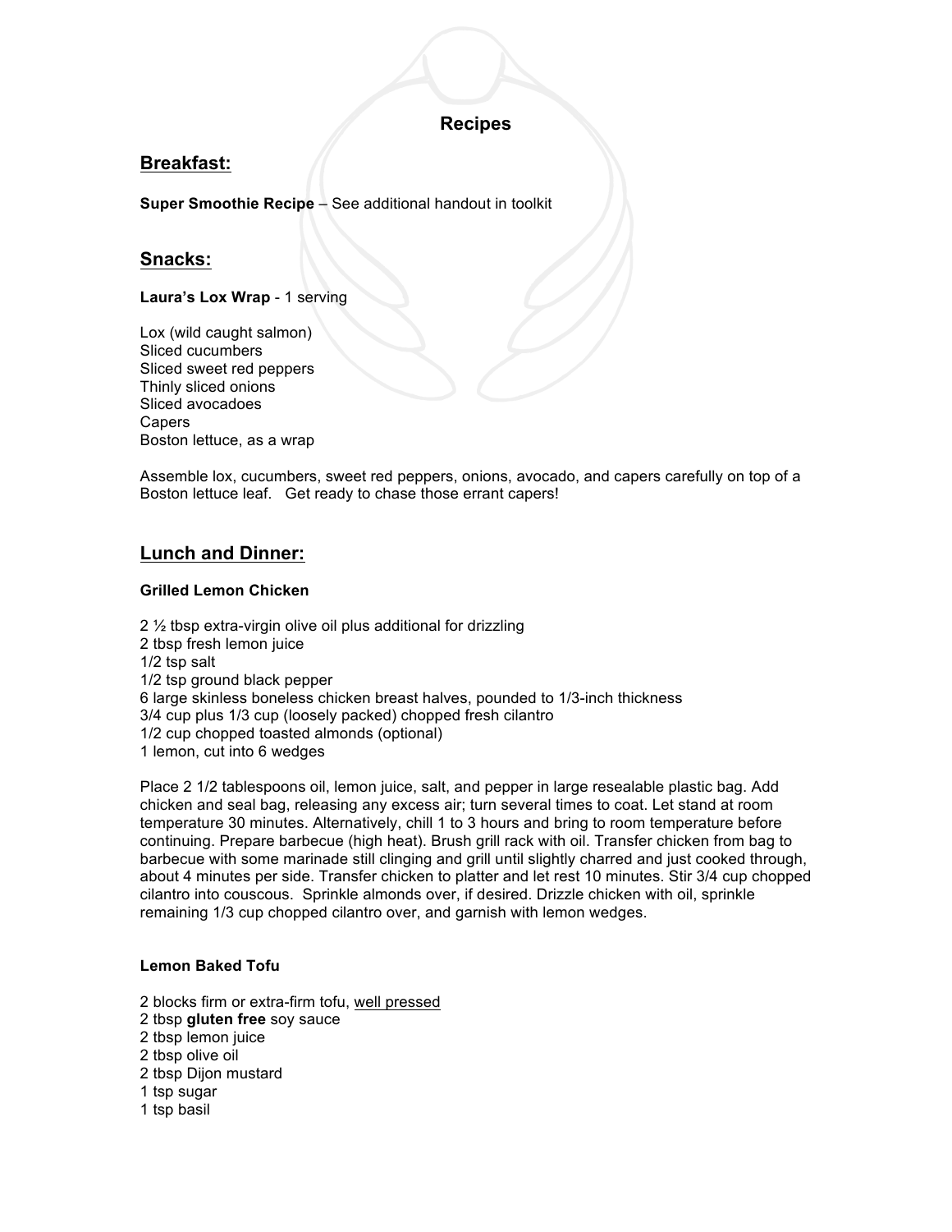# Recipes

## Breakfast:

**Super Smoothie Recipe** – See additional handout in toolkit

## Snacks:

**Laura's Lox Wrap** - 1 serving

Lox (wild caught salmon)
Sliced cucumbers
Sliced sweet red peppers
Thinly sliced onions
Sliced avocadoes
Capers
Boston lettuce, as a wrap

Assemble lox, cucumbers, sweet red peppers, onions, avocado, and capers carefully on top of a Boston lettuce leaf. Get ready to chase those errant capers!

## Lunch and Dinner:

**Grilled Lemon Chicken**

2 ½ tbsp extra-virgin olive oil plus additional for drizzling
2 tbsp fresh lemon juice
1/2 tsp salt
1/2 tsp ground black pepper
6 large skinless boneless chicken breast halves, pounded to 1/3-inch thickness
3/4 cup plus 1/3 cup (loosely packed) chopped fresh cilantro
1/2 cup chopped toasted almonds (optional)
1 lemon, cut into 6 wedges

Place 2 1/2 tablespoons oil, lemon juice, salt, and pepper in large resealable plastic bag. Add chicken and seal bag, releasing any excess air; turn several times to coat. Let stand at room temperature 30 minutes. Alternatively, chill 1 to 3 hours and bring to room temperature before continuing. Prepare barbecue (high heat). Brush grill rack with oil. Transfer chicken from bag to barbecue with some marinade still clinging and grill until slightly charred and just cooked through, about 4 minutes per side. Transfer chicken to platter and let rest 10 minutes. Stir 3/4 cup chopped cilantro into couscous. Sprinkle almonds over, if desired. Drizzle chicken with oil, sprinkle remaining 1/3 cup chopped cilantro over, and garnish with lemon wedges.

**Lemon Baked Tofu**

2 blocks firm or extra-firm tofu, <u>well pressed</u>
2 tbsp **gluten free** soy sauce
2 tbsp lemon juice
2 tbsp olive oil
2 tbsp Dijon mustard
1 tsp sugar
1 tsp basil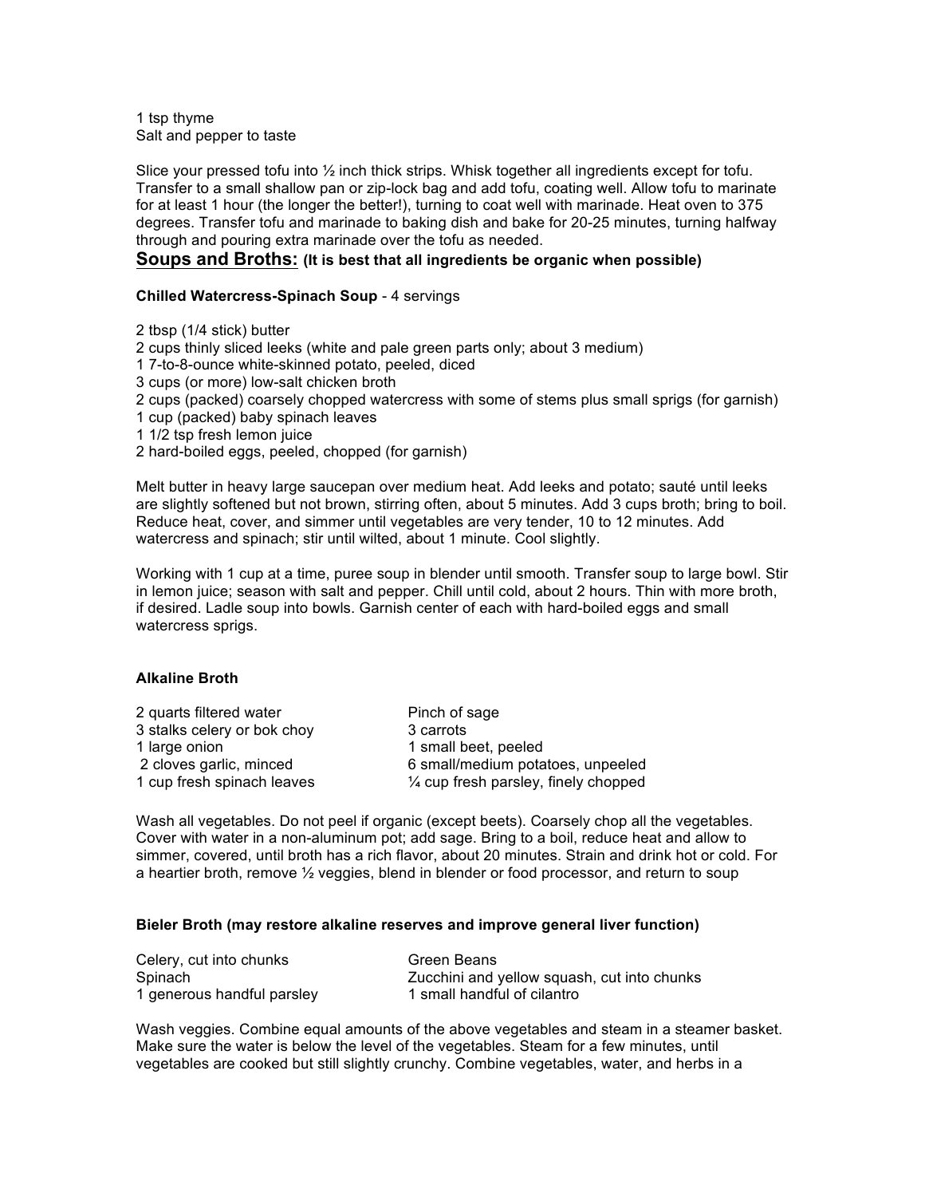1 tsp thyme
Salt and pepper to taste

Slice your pressed tofu into ½ inch thick strips. Whisk together all ingredients except for tofu. Transfer to a small shallow pan or zip-lock bag and add tofu, coating well. Allow tofu to marinate for at least 1 hour (the longer the better!), turning to coat well with marinade. Heat oven to 375 degrees. Transfer tofu and marinade to baking dish and bake for 20-25 minutes, turning halfway through and pouring extra marinade over the tofu as needed.

## <u>Soups and Broths:</u> **(It is best that all ingredients be organic when possible)**

**Chilled Watercress-Spinach Soup** - 4 servings

2 tbsp (1/4 stick) butter
2 cups thinly sliced leeks (white and pale green parts only; about 3 medium)
1 7-to-8-ounce white-skinned potato, peeled, diced
3 cups (or more) low-salt chicken broth
2 cups (packed) coarsely chopped watercress with some of stems plus small sprigs (for garnish)
1 cup (packed) baby spinach leaves
1 1/2 tsp fresh lemon juice
2 hard-boiled eggs, peeled, chopped (for garnish)

Melt butter in heavy large saucepan over medium heat. Add leeks and potato; sauté until leeks are slightly softened but not brown, stirring often, about 5 minutes. Add 3 cups broth; bring to boil. Reduce heat, cover, and simmer until vegetables are very tender, 10 to 12 minutes. Add watercress and spinach; stir until wilted, about 1 minute. Cool slightly.

Working with 1 cup at a time, puree soup in blender until smooth. Transfer soup to large bowl. Stir in lemon juice; season with salt and pepper. Chill until cold, about 2 hours. Thin with more broth, if desired. Ladle soup into bowls. Garnish center of each with hard-boiled eggs and small watercress sprigs.

**Alkaline Broth**

2 quarts filtered water
3 stalks celery or bok choy
1 large onion
2 cloves garlic, minced
1 cup fresh spinach leaves
Pinch of sage
3 carrots
1 small beet, peeled
6 small/medium potatoes, unpeeled
¼ cup fresh parsley, finely chopped

Wash all vegetables. Do not peel if organic (except beets). Coarsely chop all the vegetables. Cover with water in a non-aluminum pot; add sage. Bring to a boil, reduce heat and allow to simmer, covered, until broth has a rich flavor, about 20 minutes. Strain and drink hot or cold. For a heartier broth, remove ½ veggies, blend in blender or food processor, and return to soup

**Bieler Broth (may restore alkaline reserves and improve general liver function)**

Celery, cut into chunks
Spinach
1 generous handful parsley
Green Beans
Zucchini and yellow squash, cut into chunks
1 small handful of cilantro

Wash veggies. Combine equal amounts of the above vegetables and steam in a steamer basket. Make sure the water is below the level of the vegetables. Steam for a few minutes, until vegetables are cooked but still slightly crunchy. Combine vegetables, water, and herbs in a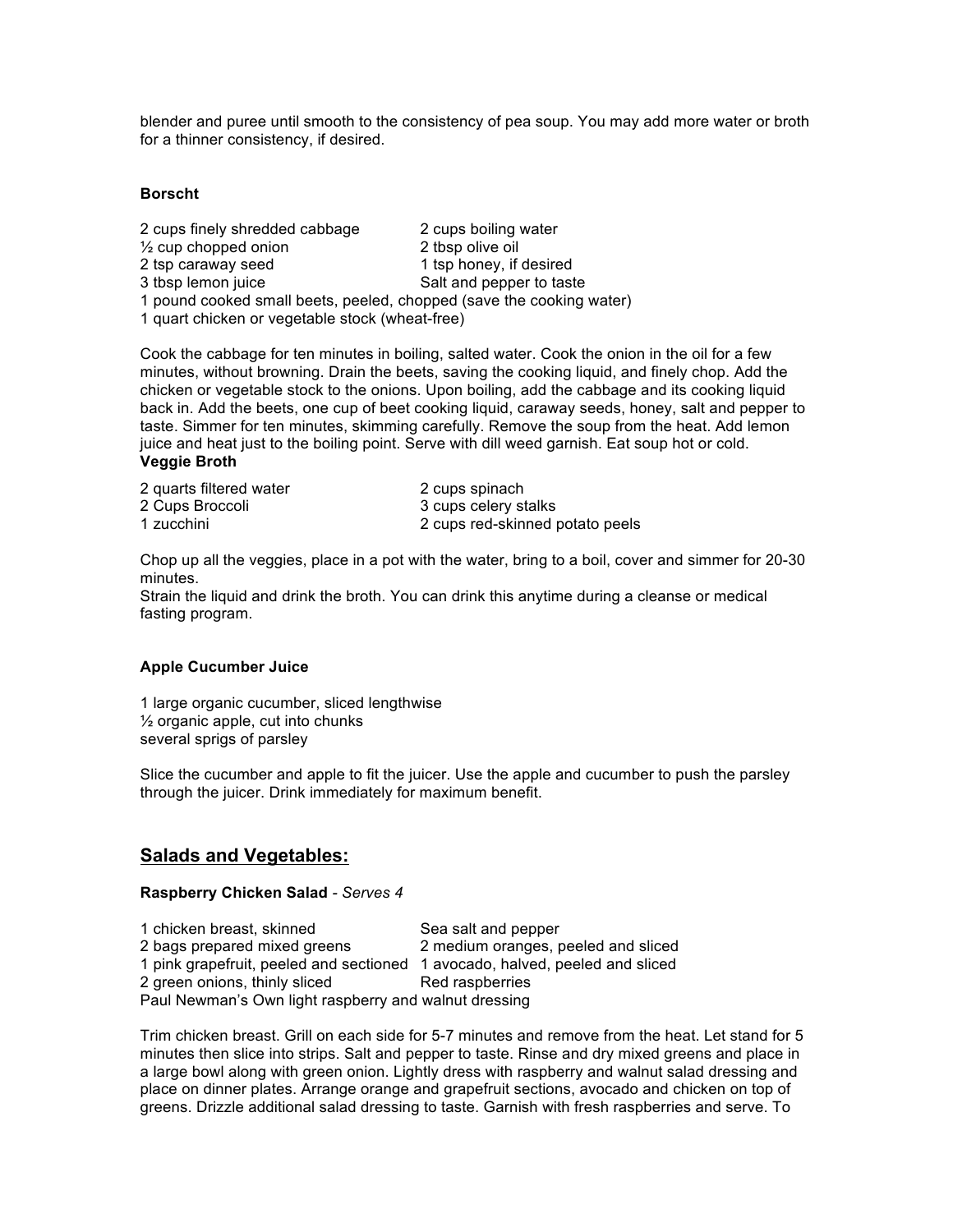blender and puree until smooth to the consistency of pea soup. You may add more water or broth for a thinner consistency, if desired.

**Borscht**

2 cups finely shredded cabbage
2 cups boiling water
½ cup chopped onion
2 tbsp olive oil
2 tsp caraway seed
1 tsp honey, if desired
3 tbsp lemon juice
Salt and pepper to taste
1 pound cooked small beets, peeled, chopped (save the cooking water)
1 quart chicken or vegetable stock (wheat-free)

Cook the cabbage for ten minutes in boiling, salted water. Cook the onion in the oil for a few minutes, without browning. Drain the beets, saving the cooking liquid, and finely chop. Add the chicken or vegetable stock to the onions. Upon boiling, add the cabbage and its cooking liquid back in. Add the beets, one cup of beet cooking liquid, caraway seeds, honey, salt and pepper to taste. Simmer for ten minutes, skimming carefully. Remove the soup from the heat. Add lemon juice and heat just to the boiling point. Serve with dill weed garnish. Eat soup hot or cold.

**Veggie Broth**

2 quarts filtered water
2 cups spinach
2 Cups Broccoli
3 cups celery stalks
1 zucchini
2 cups red-skinned potato peels

Chop up all the veggies, place in a pot with the water, bring to a boil, cover and simmer for 20-30 minutes.
Strain the liquid and drink the broth. You can drink this anytime during a cleanse or medical fasting program.

**Apple Cucumber Juice**

1 large organic cucumber, sliced lengthwise
½ organic apple, cut into chunks
several sprigs of parsley

Slice the cucumber and apple to fit the juicer. Use the apple and cucumber to push the parsley through the juicer. Drink immediately for maximum benefit.

## Salads and Vegetables:

**Raspberry Chicken Salad** - *Serves 4*

1 chicken breast, skinned
Sea salt and pepper
2 bags prepared mixed greens
2 medium oranges, peeled and sliced
1 pink grapefruit, peeled and sectioned
1 avocado, halved, peeled and sliced
2 green onions, thinly sliced
Red raspberries
Paul Newman's Own light raspberry and walnut dressing

Trim chicken breast. Grill on each side for 5-7 minutes and remove from the heat. Let stand for 5 minutes then slice into strips. Salt and pepper to taste. Rinse and dry mixed greens and place in a large bowl along with green onion. Lightly dress with raspberry and walnut salad dressing and place on dinner plates. Arrange orange and grapefruit sections, avocado and chicken on top of greens. Drizzle additional salad dressing to taste. Garnish with fresh raspberries and serve. To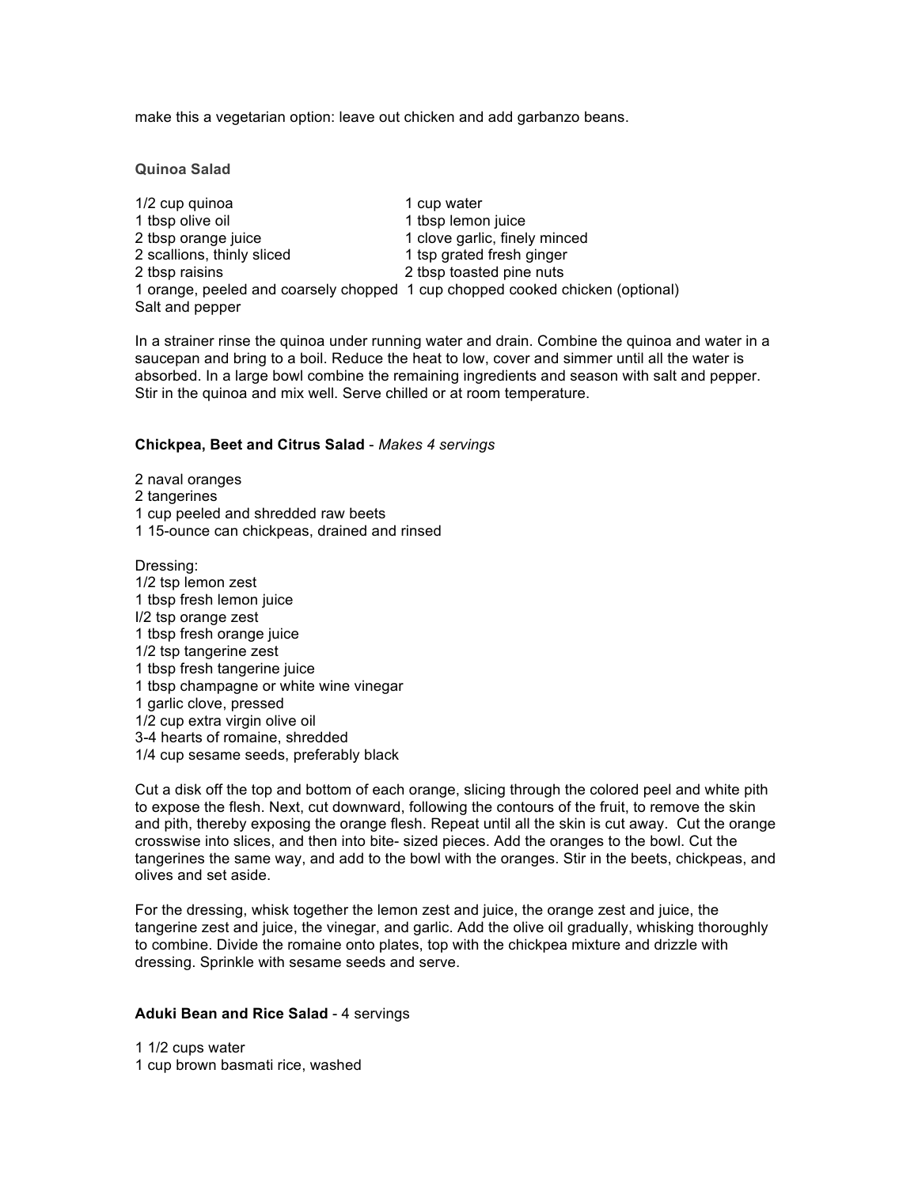make this a vegetarian option: leave out chicken and add garbanzo beans.

**Quinoa Salad**

- 1/2 cup quinoa
- 1 cup water
- 1 tbsp olive oil
- 1 tbsp lemon juice
- 2 tbsp orange juice
- 1 clove garlic, finely minced
- 2 scallions, thinly sliced
- 1 tsp grated fresh ginger
- 2 tbsp raisins
- 2 tbsp toasted pine nuts
- 1 orange, peeled and coarsely chopped
- 1 cup chopped cooked chicken (optional)
- Salt and pepper

In a strainer rinse the quinoa under running water and drain. Combine the quinoa and water in a saucepan and bring to a boil. Reduce the heat to low, cover and simmer until all the water is absorbed. In a large bowl combine the remaining ingredients and season with salt and pepper. Stir in the quinoa and mix well. Serve chilled or at room temperature.

**Chickpea, Beet and Citrus Salad** - *Makes 4 servings*

2 naval oranges
2 tangerines
1 cup peeled and shredded raw beets
1 15-ounce can chickpeas, drained and rinsed

Dressing:
1/2 tsp lemon zest
1 tbsp fresh lemon juice
I/2 tsp orange zest
1 tbsp fresh orange juice
1/2 tsp tangerine zest
1 tbsp fresh tangerine juice
1 tbsp champagne or white wine vinegar
1 garlic clove, pressed
1/2 cup extra virgin olive oil
3-4 hearts of romaine, shredded
1/4 cup sesame seeds, preferably black

Cut a disk off the top and bottom of each orange, slicing through the colored peel and white pith to expose the flesh. Next, cut downward, following the contours of the fruit, to remove the skin and pith, thereby exposing the orange flesh. Repeat until all the skin is cut away. Cut the orange crosswise into slices, and then into bite- sized pieces. Add the oranges to the bowl. Cut the tangerines the same way, and add to the bowl with the oranges. Stir in the beets, chickpeas, and olives and set aside.

For the dressing, whisk together the lemon zest and juice, the orange zest and juice, the tangerine zest and juice, the vinegar, and garlic. Add the olive oil gradually, whisking thoroughly to combine. Divide the romaine onto plates, top with the chickpea mixture and drizzle with dressing. Sprinkle with sesame seeds and serve.

**Aduki Bean and Rice Salad** - 4 servings

1 1/2 cups water
1 cup brown basmati rice, washed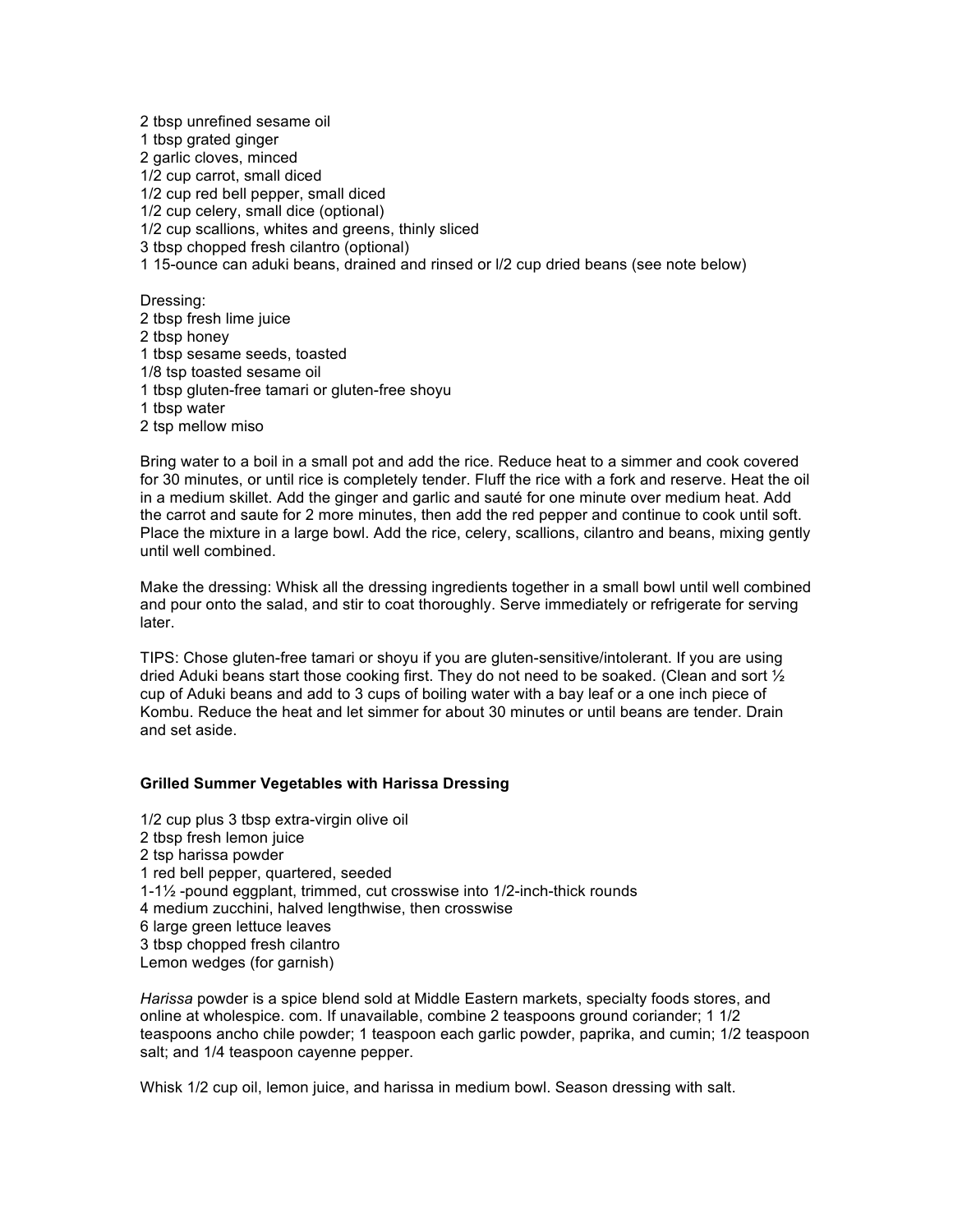2 tbsp unrefined sesame oil
1 tbsp grated ginger
2 garlic cloves, minced
1/2 cup carrot, small diced
1/2 cup red bell pepper, small diced
1/2 cup celery, small dice (optional)
1/2 cup scallions, whites and greens, thinly sliced
3 tbsp chopped fresh cilantro (optional)
1 15-ounce can aduki beans, drained and rinsed or l/2 cup dried beans (see note below)

Dressing:
2 tbsp fresh lime juice
2 tbsp honey
1 tbsp sesame seeds, toasted
1/8 tsp toasted sesame oil
1 tbsp gluten-free tamari or gluten-free shoyu
1 tbsp water
2 tsp mellow miso

Bring water to a boil in a small pot and add the rice. Reduce heat to a simmer and cook covered for 30 minutes, or until rice is completely tender. Fluff the rice with a fork and reserve. Heat the oil in a medium skillet. Add the ginger and garlic and sauté for one minute over medium heat. Add the carrot and saute for 2 more minutes, then add the red pepper and continue to cook until soft. Place the mixture in a large bowl. Add the rice, celery, scallions, cilantro and beans, mixing gently until well combined.

Make the dressing: Whisk all the dressing ingredients together in a small bowl until well combined and pour onto the salad, and stir to coat thoroughly. Serve immediately or refrigerate for serving later.

TIPS: Chose gluten-free tamari or shoyu if you are gluten-sensitive/intolerant. If you are using dried Aduki beans start those cooking first. They do not need to be soaked. (Clean and sort ½ cup of Aduki beans and add to 3 cups of boiling water with a bay leaf or a one inch piece of Kombu. Reduce the heat and let simmer for about 30 minutes or until beans are tender. Drain and set aside.

**Grilled Summer Vegetables with Harissa Dressing**

1/2 cup plus 3 tbsp extra-virgin olive oil
2 tbsp fresh lemon juice
2 tsp harissa powder
1 red bell pepper, quartered, seeded
1-1½ -pound eggplant, trimmed, cut crosswise into 1/2-inch-thick rounds
4 medium zucchini, halved lengthwise, then crosswise
6 large green lettuce leaves
3 tbsp chopped fresh cilantro
Lemon wedges (for garnish)

*Harissa* powder is a spice blend sold at Middle Eastern markets, specialty foods stores, and online at wholespice. com. If unavailable, combine 2 teaspoons ground coriander; 1 1/2 teaspoons ancho chile powder; 1 teaspoon each garlic powder, paprika, and cumin; 1/2 teaspoon salt; and 1/4 teaspoon cayenne pepper.

Whisk 1/2 cup oil, lemon juice, and harissa in medium bowl. Season dressing with salt.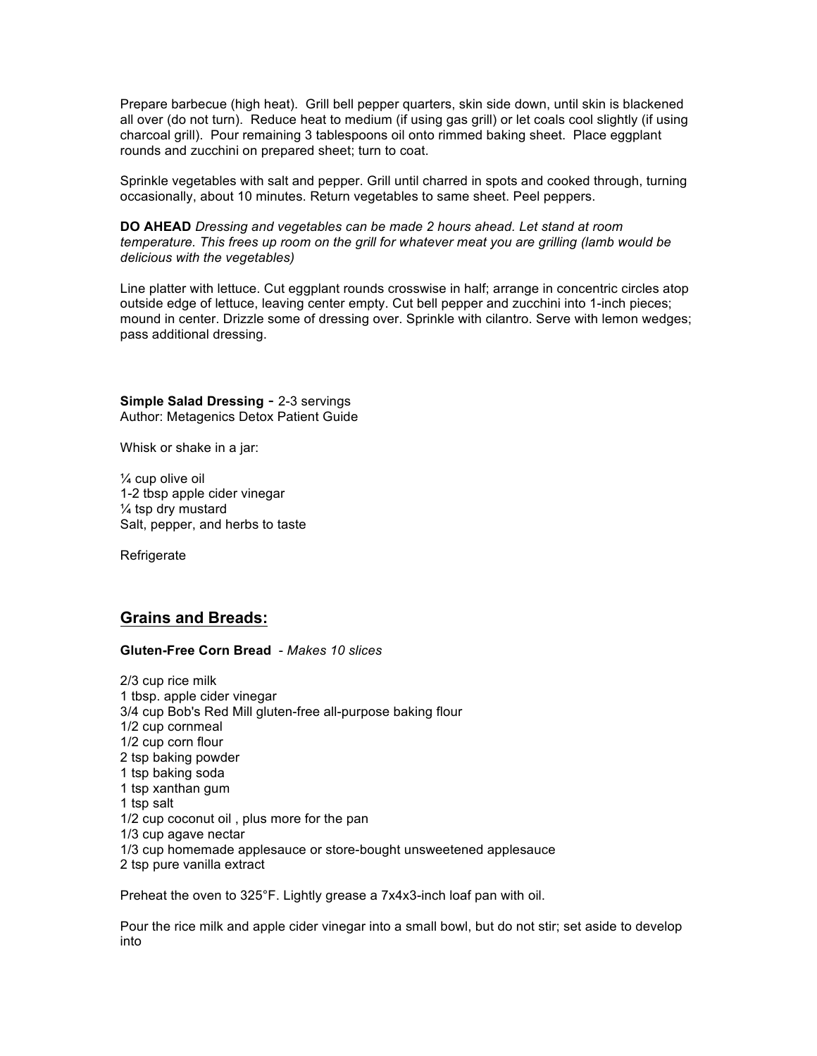Prepare barbecue (high heat). Grill bell pepper quarters, skin side down, until skin is blackened all over (do not turn). Reduce heat to medium (if using gas grill) or let coals cool slightly (if using charcoal grill). Pour remaining 3 tablespoons oil onto rimmed baking sheet. Place eggplant rounds and zucchini on prepared sheet; turn to coat.

Sprinkle vegetables with salt and pepper. Grill until charred in spots and cooked through, turning occasionally, about 10 minutes. Return vegetables to same sheet. Peel peppers.

**DO AHEAD** *Dressing and vegetables can be made 2 hours ahead. Let stand at room temperature. This frees up room on the grill for whatever meat you are grilling (lamb would be delicious with the vegetables)*

Line platter with lettuce. Cut eggplant rounds crosswise in half; arrange in concentric circles atop outside edge of lettuce, leaving center empty. Cut bell pepper and zucchini into 1-inch pieces; mound in center. Drizzle some of dressing over. Sprinkle with cilantro. Serve with lemon wedges; pass additional dressing.

**Simple Salad Dressing** - 2-3 servings
Author: Metagenics Detox Patient Guide

Whisk or shake in a jar:

¼ cup olive oil
1-2 tbsp apple cider vinegar
¼ tsp dry mustard
Salt, pepper, and herbs to taste

Refrigerate

## Grains and Breads:

**Gluten-Free Corn Bread** - *Makes 10 slices*

2/3 cup rice milk
1 tbsp. apple cider vinegar
3/4 cup Bob's Red Mill gluten-free all-purpose baking flour
1/2 cup cornmeal
1/2 cup corn flour
2 tsp baking powder
1 tsp baking soda
1 tsp xanthan gum
1 tsp salt
1/2 cup coconut oil , plus more for the pan
1/3 cup agave nectar
1/3 cup homemade applesauce or store-bought unsweetened applesauce
2 tsp pure vanilla extract

Preheat the oven to 325°F. Lightly grease a 7x4x3-inch loaf pan with oil.

Pour the rice milk and apple cider vinegar into a small bowl, but do not stir; set aside to develop into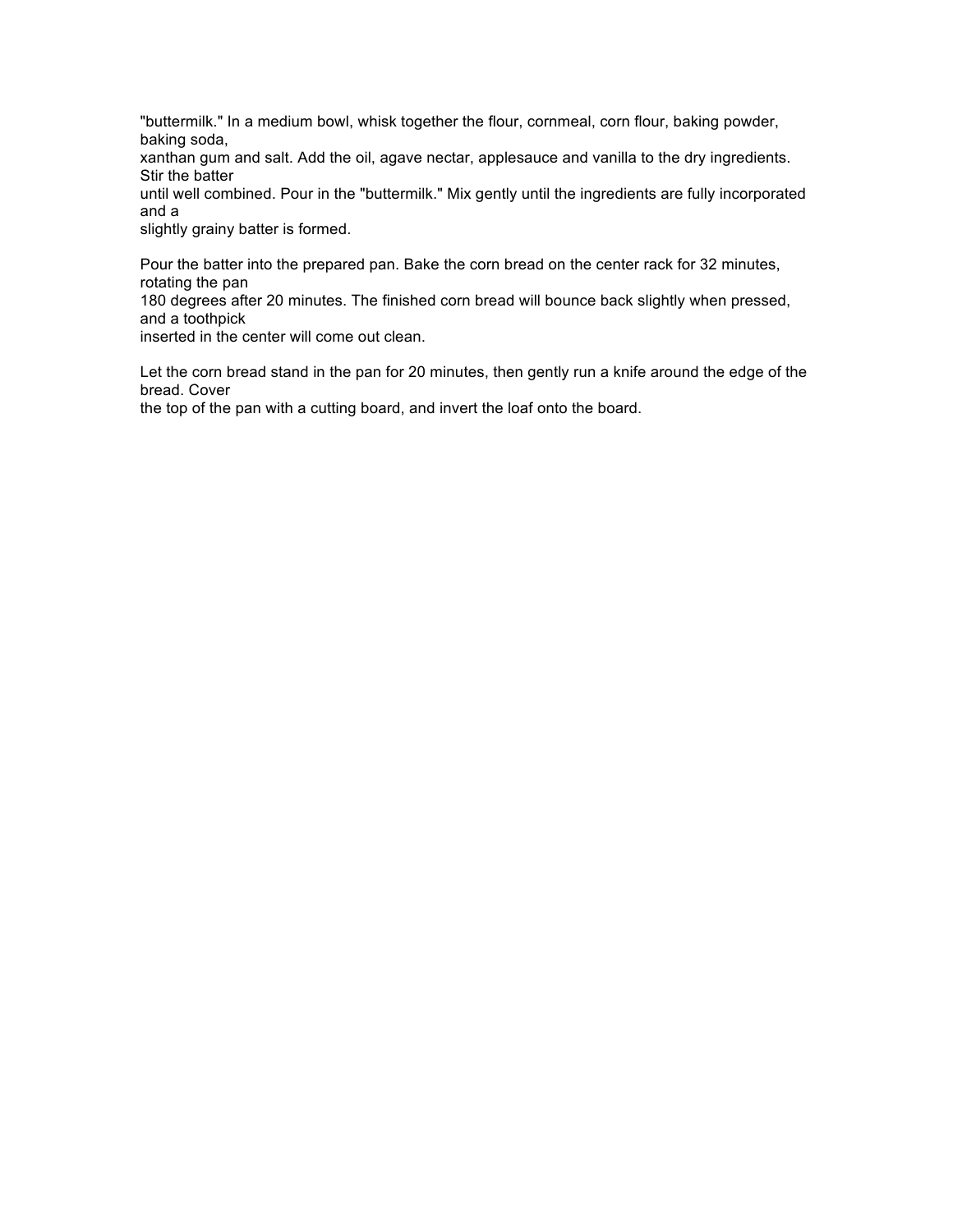"buttermilk." In a medium bowl, whisk together the flour, cornmeal, corn flour, baking powder, baking soda, xanthan gum and salt. Add the oil, agave nectar, applesauce and vanilla to the dry ingredients. Stir the batter until well combined. Pour in the "buttermilk." Mix gently until the ingredients are fully incorporated and a slightly grainy batter is formed.

Pour the batter into the prepared pan. Bake the corn bread on the center rack for 32 minutes, rotating the pan 180 degrees after 20 minutes. The finished corn bread will bounce back slightly when pressed, and a toothpick inserted in the center will come out clean.

Let the corn bread stand in the pan for 20 minutes, then gently run a knife around the edge of the bread. Cover the top of the pan with a cutting board, and invert the loaf onto the board.